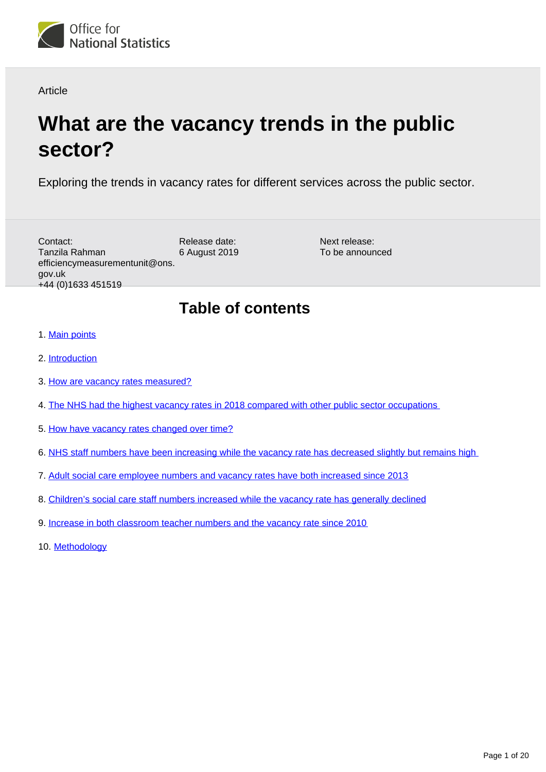Office for National Statistics

Article

# What are the vacancy trends in the public sector?

Exploring the trends in vacancy rates for different services across the public sector.

Contact:
Tanzila Rahman
efficiencymeasurementunit@ons.gov.uk
+44 (0)1633 451519

Release date:
6 August 2019

Next release:
To be announced

## Table of contents

1. Main points
2. Introduction
3. How are vacancy rates measured?
4. The NHS had the highest vacancy rates in 2018 compared with other public sector occupations
5. How have vacancy rates changed over time?
6. NHS staff numbers have been increasing while the vacancy rate has decreased slightly but remains high
7. Adult social care employee numbers and vacancy rates have both increased since 2013
8. Children's social care staff numbers increased while the vacancy rate has generally declined
9. Increase in both classroom teacher numbers and the vacancy rate since 2010
10. Methodology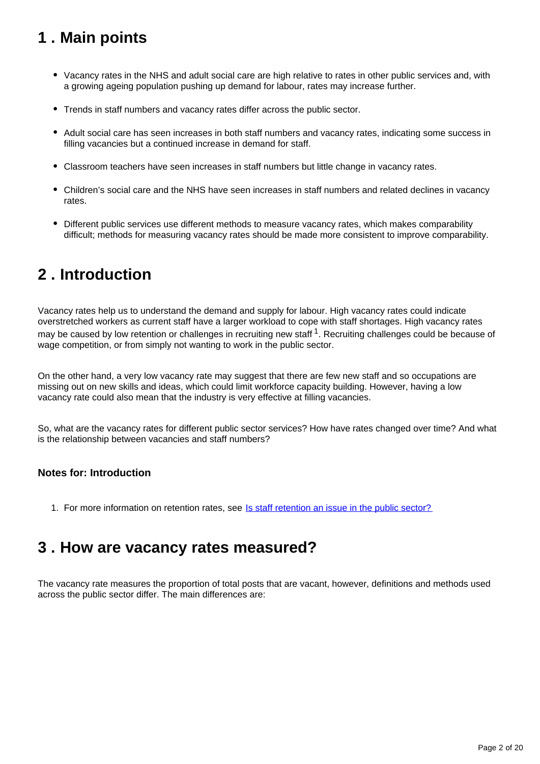## 1 . Main points

- Vacancy rates in the NHS and adult social care are high relative to rates in other public services and, with a growing ageing population pushing up demand for labour, rates may increase further.
- Trends in staff numbers and vacancy rates differ across the public sector.
- Adult social care has seen increases in both staff numbers and vacancy rates, indicating some success in filling vacancies but a continued increase in demand for staff.
- Classroom teachers have seen increases in staff numbers but little change in vacancy rates.
- Children's social care and the NHS have seen increases in staff numbers and related declines in vacancy rates.
- Different public services use different methods to measure vacancy rates, which makes comparability difficult; methods for measuring vacancy rates should be made more consistent to improve comparability.

## 2 . Introduction

Vacancy rates help us to understand the demand and supply for labour. High vacancy rates could indicate overstretched workers as current staff have a larger workload to cope with staff shortages. High vacancy rates may be caused by low retention or challenges in recruiting new staff [1]. Recruiting challenges could be because of wage competition, or from simply not wanting to work in the public sector.

On the other hand, a very low vacancy rate may suggest that there are few new staff and so occupations are missing out on new skills and ideas, which could limit workforce capacity building. However, having a low vacancy rate could also mean that the industry is very effective at filling vacancies.

So, what are the vacancy rates for different public sector services? How have rates changed over time? And what is the relationship between vacancies and staff numbers?

### Notes for: Introduction

1. For more information on retention rates, see [Is staff retention an issue in the public sector?]

## 3 . How are vacancy rates measured?

The vacancy rate measures the proportion of total posts that are vacant, however, definitions and methods used across the public sector differ. The main differences are: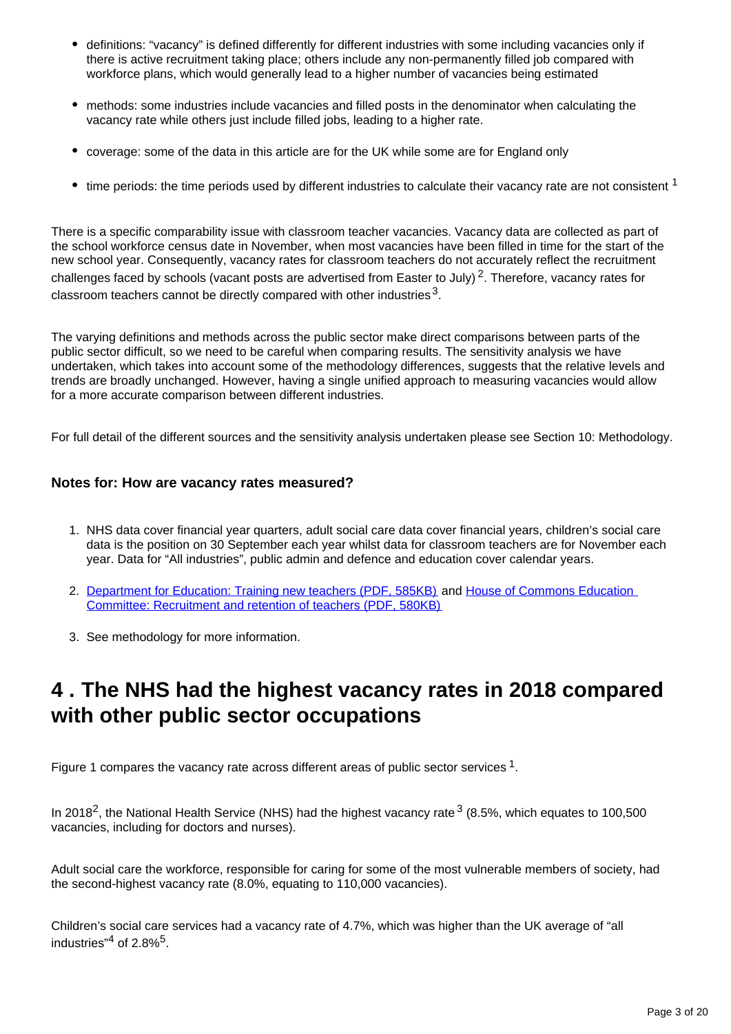- definitions: "vacancy" is defined differently for different industries with some including vacancies only if there is active recruitment taking place; others include any non-permanently filled job compared with workforce plans, which would generally lead to a higher number of vacancies being estimated
- methods: some industries include vacancies and filled posts in the denominator when calculating the vacancy rate while others just include filled jobs, leading to a higher rate.
- coverage: some of the data in this article are for the UK while some are for England only
- time periods: the time periods used by different industries to calculate their vacancy rate are not consistent [1]

There is a specific comparability issue with classroom teacher vacancies. Vacancy data are collected as part of the school workforce census date in November, when most vacancies have been filled in time for the start of the new school year. Consequently, vacancy rates for classroom teachers do not accurately reflect the recruitment challenges faced by schools (vacant posts are advertised from Easter to July) [2]. Therefore, vacancy rates for classroom teachers cannot be directly compared with other industries [3].

The varying definitions and methods across the public sector make direct comparisons between parts of the public sector difficult, so we need to be careful when comparing results. The sensitivity analysis we have undertaken, which takes into account some of the methodology differences, suggests that the relative levels and trends are broadly unchanged. However, having a single unified approach to measuring vacancies would allow for a more accurate comparison between different industries.

For full detail of the different sources and the sensitivity analysis undertaken please see Section 10: Methodology.

### Notes for: How are vacancy rates measured?

1. NHS data cover financial year quarters, adult social care data cover financial years, children's social care data is the position on 30 September each year whilst data for classroom teachers are for November each year. Data for "All industries", public admin and defence and education cover calendar years.
2. Department for Education: Training new teachers (PDF, 585KB) and House of Commons Education Committee: Recruitment and retention of teachers (PDF, 580KB)
3. See methodology for more information.

## 4 . The NHS had the highest vacancy rates in 2018 compared with other public sector occupations

Figure 1 compares the vacancy rate across different areas of public sector services [1].

In 2018[2], the National Health Service (NHS) had the highest vacancy rate [3] (8.5%, which equates to 100,500 vacancies, including for doctors and nurses).

Adult social care the workforce, responsible for caring for some of the most vulnerable members of society, had the second-highest vacancy rate (8.0%, equating to 110,000 vacancies).

Children's social care services had a vacancy rate of 4.7%, which was higher than the UK average of "all industries"[4] of 2.8%[5].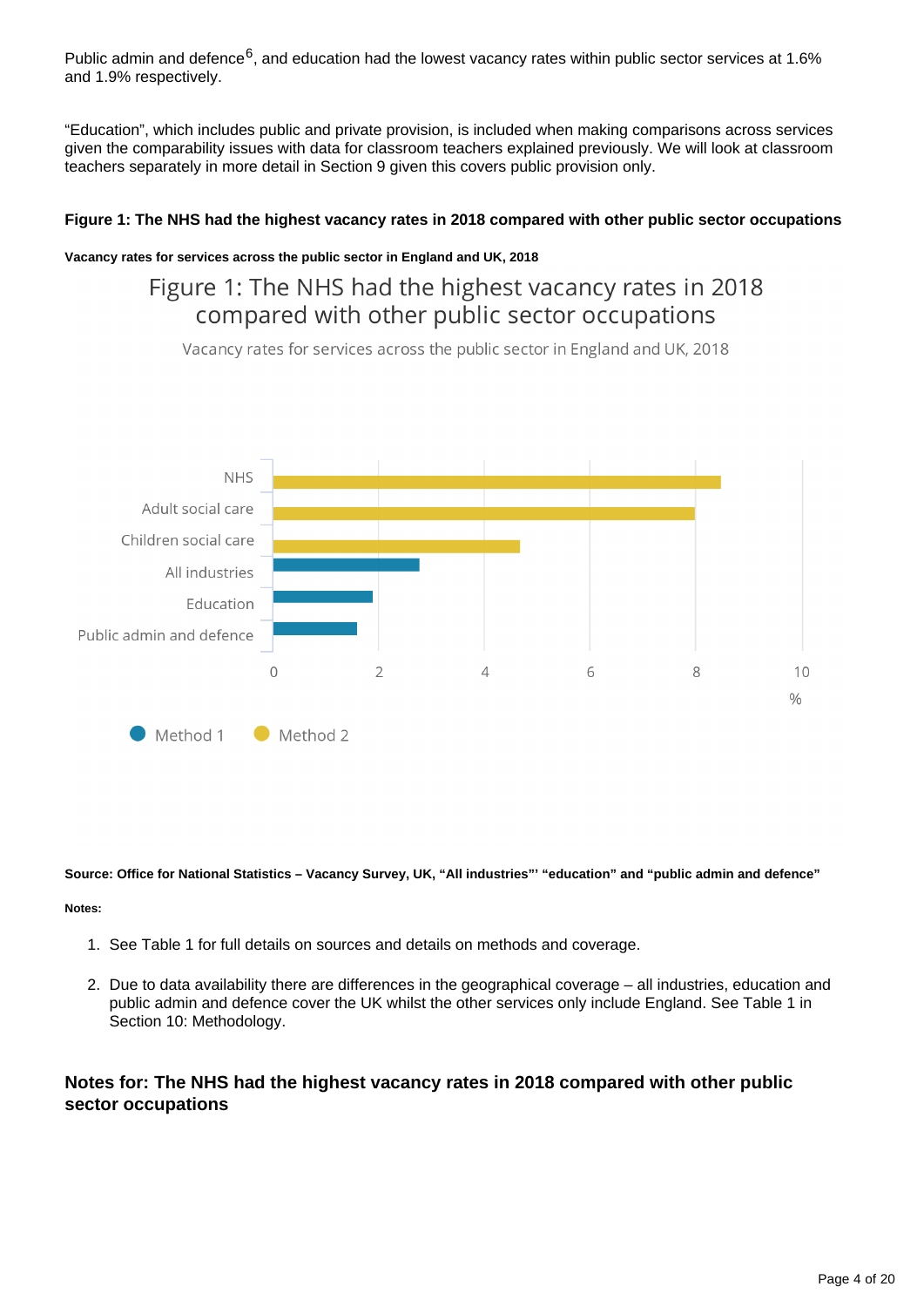Public admin and defence[6], and education had the lowest vacancy rates within public sector services at 1.6% and 1.9% respectively.

"Education", which includes public and private provision, is included when making comparisons across services given the comparability issues with data for classroom teachers explained previously. We will look at classroom teachers separately in more detail in Section 9 given this covers public provision only.

**Figure 1: The NHS had the highest vacancy rates in 2018 compared with other public sector occupations**

**Vacancy rates for services across the public sector in England and UK, 2018**

Figure 1: The NHS had the highest vacancy rates in 2018 compared with other public sector occupations

Vacancy rates for services across the public sector in England and UK, 2018

| Service | Method | Vacancy rate (%) |
|---|---|---|
| NHS | Method 2 | 8.5 |
| Adult social care | Method 2 | 8.0 |
| Children social care | Method 2 | 4.7 |
| All industries | Method 1 | 2.8 |
| Education | Method 1 | 1.9 |
| Public admin and defence | Method 1 | 1.6 |

**Source: Office for National Statistics – Vacancy Survey, UK, "All industries"' "education" and "public admin and defence"**

**Notes:**

1. See Table 1 for full details on sources and details on methods and coverage.
2. Due to data availability there are differences in the geographical coverage – all industries, education and public admin and defence cover the UK whilst the other services only include England. See Table 1 in Section 10: Methodology.

### Notes for: The NHS had the highest vacancy rates in 2018 compared with other public sector occupations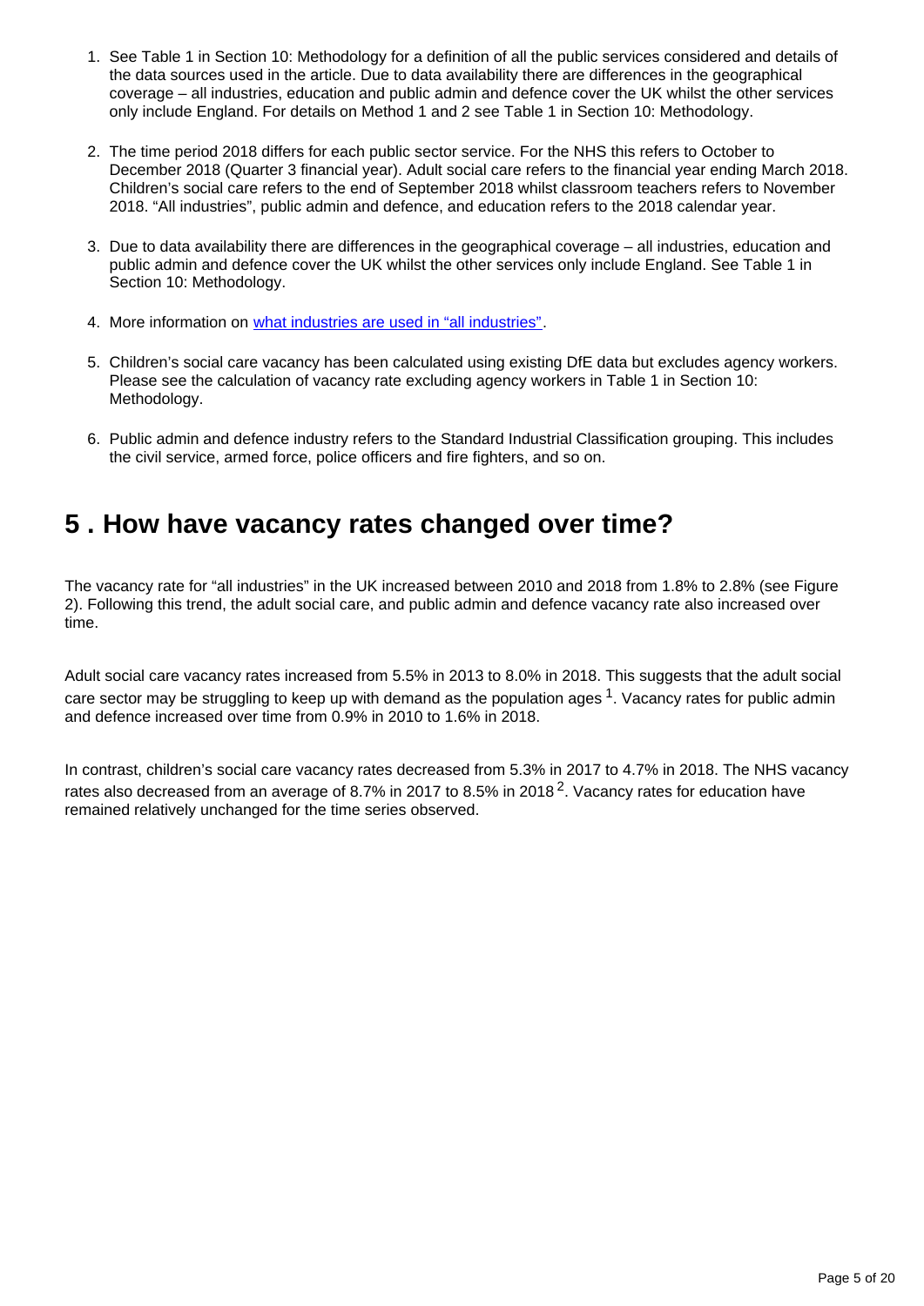1. See Table 1 in Section 10: Methodology for a definition of all the public services considered and details of the data sources used in the article. Due to data availability there are differences in the geographical coverage – all industries, education and public admin and defence cover the UK whilst the other services only include England. For details on Method 1 and 2 see Table 1 in Section 10: Methodology.

2. The time period 2018 differs for each public sector service. For the NHS this refers to October to December 2018 (Quarter 3 financial year). Adult social care refers to the financial year ending March 2018. Children's social care refers to the end of September 2018 whilst classroom teachers refers to November 2018. "All industries", public admin and defence, and education refers to the 2018 calendar year.

3. Due to data availability there are differences in the geographical coverage – all industries, education and public admin and defence cover the UK whilst the other services only include England. See Table 1 in Section 10: Methodology.

4. More information on [what industries are used in "all industries"](#).

5. Children's social care vacancy has been calculated using existing DfE data but excludes agency workers. Please see the calculation of vacancy rate excluding agency workers in Table 1 in Section 10: Methodology.

6. Public admin and defence industry refers to the Standard Industrial Classification grouping. This includes the civil service, armed force, police officers and fire fighters, and so on.

## 5 . How have vacancy rates changed over time?

The vacancy rate for "all industries" in the UK increased between 2010 and 2018 from 1.8% to 2.8% (see Figure 2). Following this trend, the adult social care, and public admin and defence vacancy rate also increased over time.

Adult social care vacancy rates increased from 5.5% in 2013 to 8.0% in 2018. This suggests that the adult social care sector may be struggling to keep up with demand as the population ages [1]. Vacancy rates for public admin and defence increased over time from 0.9% in 2010 to 1.6% in 2018.

In contrast, children's social care vacancy rates decreased from 5.3% in 2017 to 4.7% in 2018. The NHS vacancy rates also decreased from an average of 8.7% in 2017 to 8.5% in 2018 [2]. Vacancy rates for education have remained relatively unchanged for the time series observed.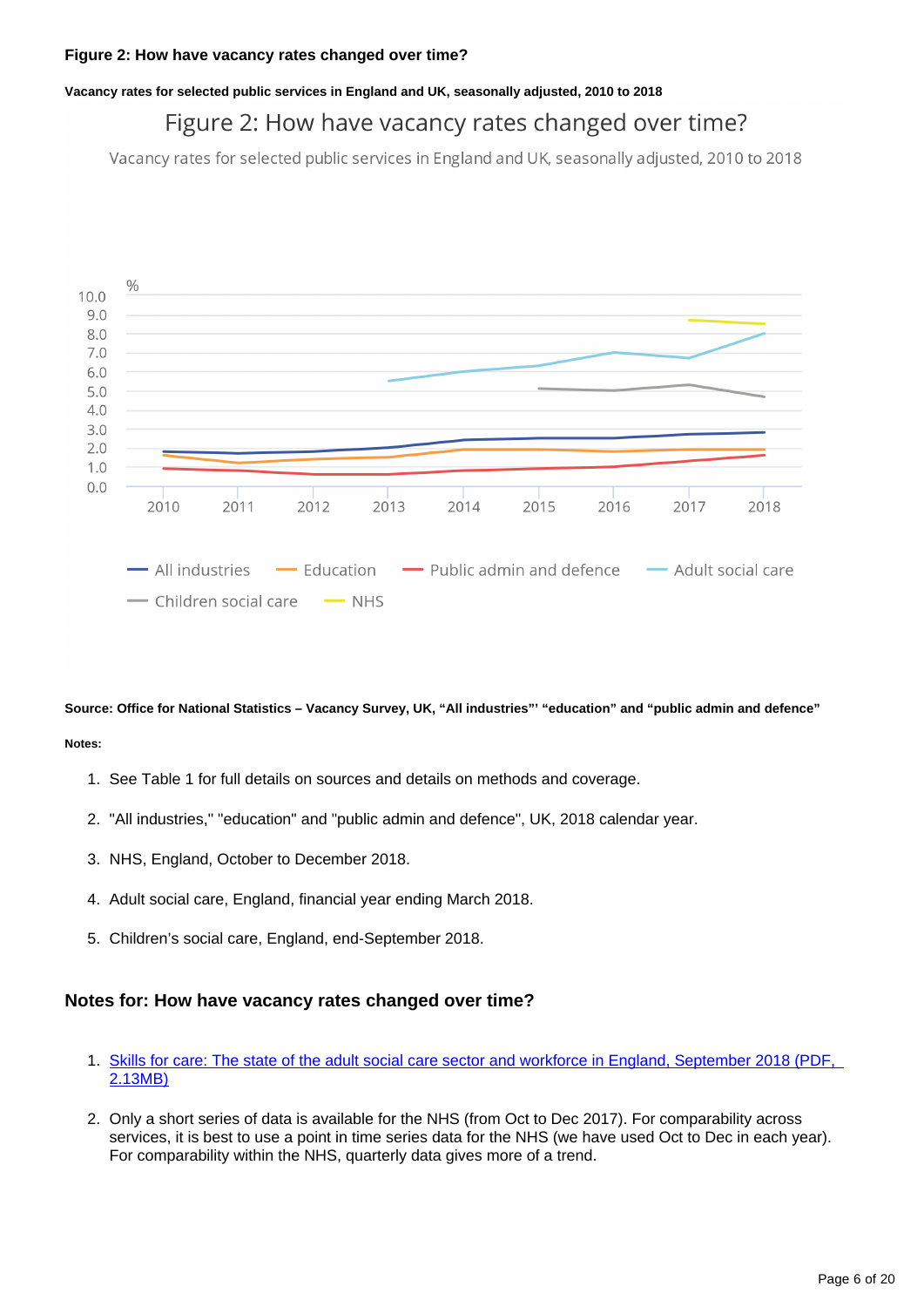### Figure 2: How have vacancy rates changed over time?

**Vacancy rates for selected public services in England and UK, seasonally adjusted, 2010 to 2018**

**Source: Office for National Statistics – Vacancy Survey, UK, "All industries"' "education" and "public admin and defence"**

**Notes:**

1. See Table 1 for full details on sources and details on methods and coverage.
2. "All industries," "education" and "public admin and defence", UK, 2018 calendar year.
3. NHS, England, October to December 2018.
4. Adult social care, England, financial year ending March 2018.
5. Children's social care, England, end-September 2018.

### Notes for: How have vacancy rates changed over time?

1. [Skills for care: The state of the adult social care sector and workforce in England, September 2018 (PDF, 2.13MB)]
2. Only a short series of data is available for the NHS (from Oct to Dec 2017). For comparability across services, it is best to use a point in time series data for the NHS (we have used Oct to Dec in each year). For comparability within the NHS, quarterly data gives more of a trend.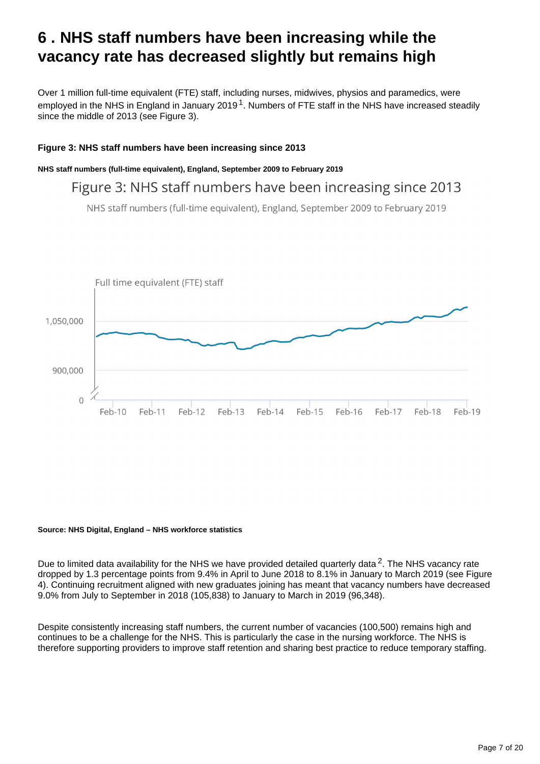# 6 . NHS staff numbers have been increasing while the vacancy rate has decreased slightly but remains high

Over 1 million full-time equivalent (FTE) staff, including nurses, midwives, physios and paramedics, were employed in the NHS in England in January 2019[1]. Numbers of FTE staff in the NHS have increased steadily since the middle of 2013 (see Figure 3).

**Figure 3: NHS staff numbers have been increasing since 2013**

**NHS staff numbers (full-time equivalent), England, September 2009 to February 2019**

**Source: NHS Digital, England – NHS workforce statistics**

Due to limited data availability for the NHS we have provided detailed quarterly data[2]. The NHS vacancy rate dropped by 1.3 percentage points from 9.4% in April to June 2018 to 8.1% in January to March 2019 (see Figure 4). Continuing recruitment aligned with new graduates joining has meant that vacancy numbers have decreased 9.0% from July to September in 2018 (105,838) to January to March in 2019 (96,348).

Despite consistently increasing staff numbers, the current number of vacancies (100,500) remains high and continues to be a challenge for the NHS. This is particularly the case in the nursing workforce. The NHS is therefore supporting providers to improve staff retention and sharing best practice to reduce temporary staffing.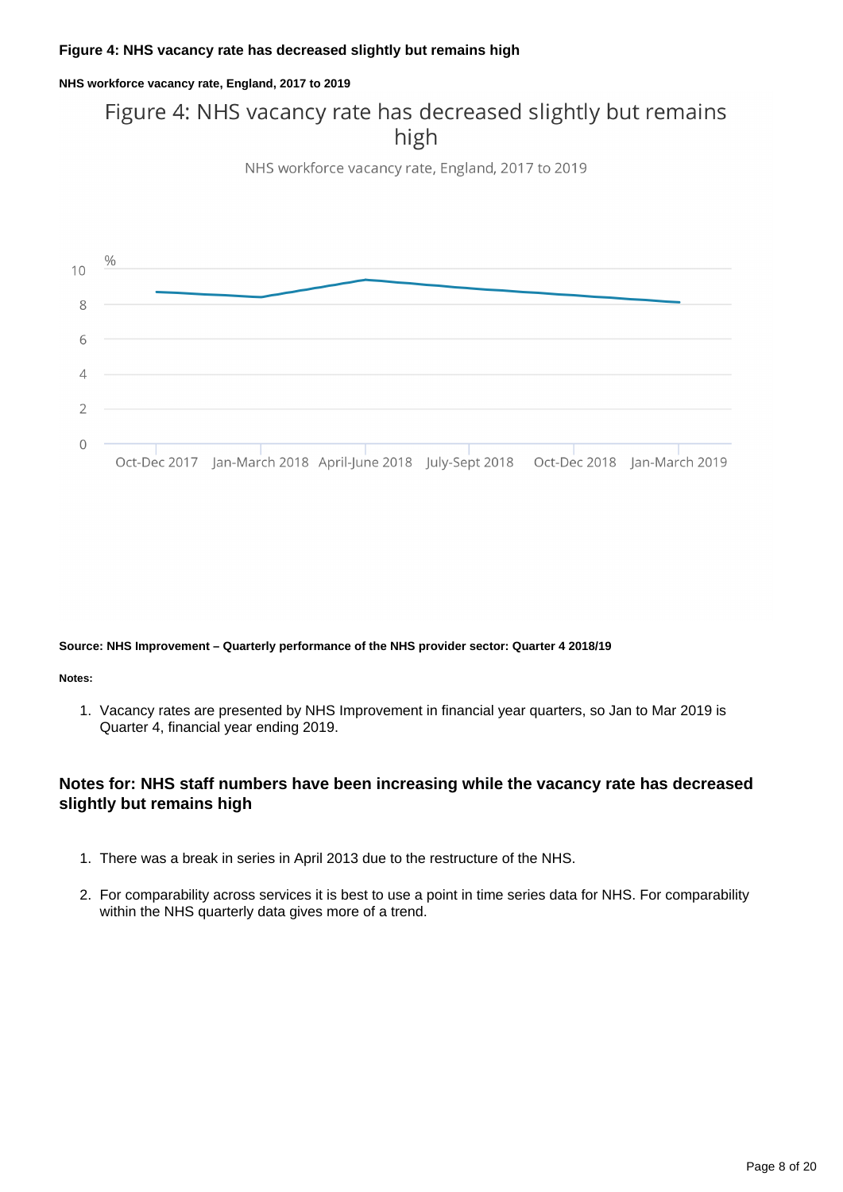**Figure 4: NHS vacancy rate has decreased slightly but remains high**

**NHS workforce vacancy rate, England, 2017 to 2019**

Figure 4: NHS vacancy rate has decreased slightly but remains high

NHS workforce vacancy rate, England, 2017 to 2019

**Source: NHS Improvement – Quarterly performance of the NHS provider sector: Quarter 4 2018/19**

**Notes:**

1. Vacancy rates are presented by NHS Improvement in financial year quarters, so Jan to Mar 2019 is Quarter 4, financial year ending 2019.

### Notes for: NHS staff numbers have been increasing while the vacancy rate has decreased slightly but remains high

1. There was a break in series in April 2013 due to the restructure of the NHS.
2. For comparability across services it is best to use a point in time series data for NHS. For comparability within the NHS quarterly data gives more of a trend.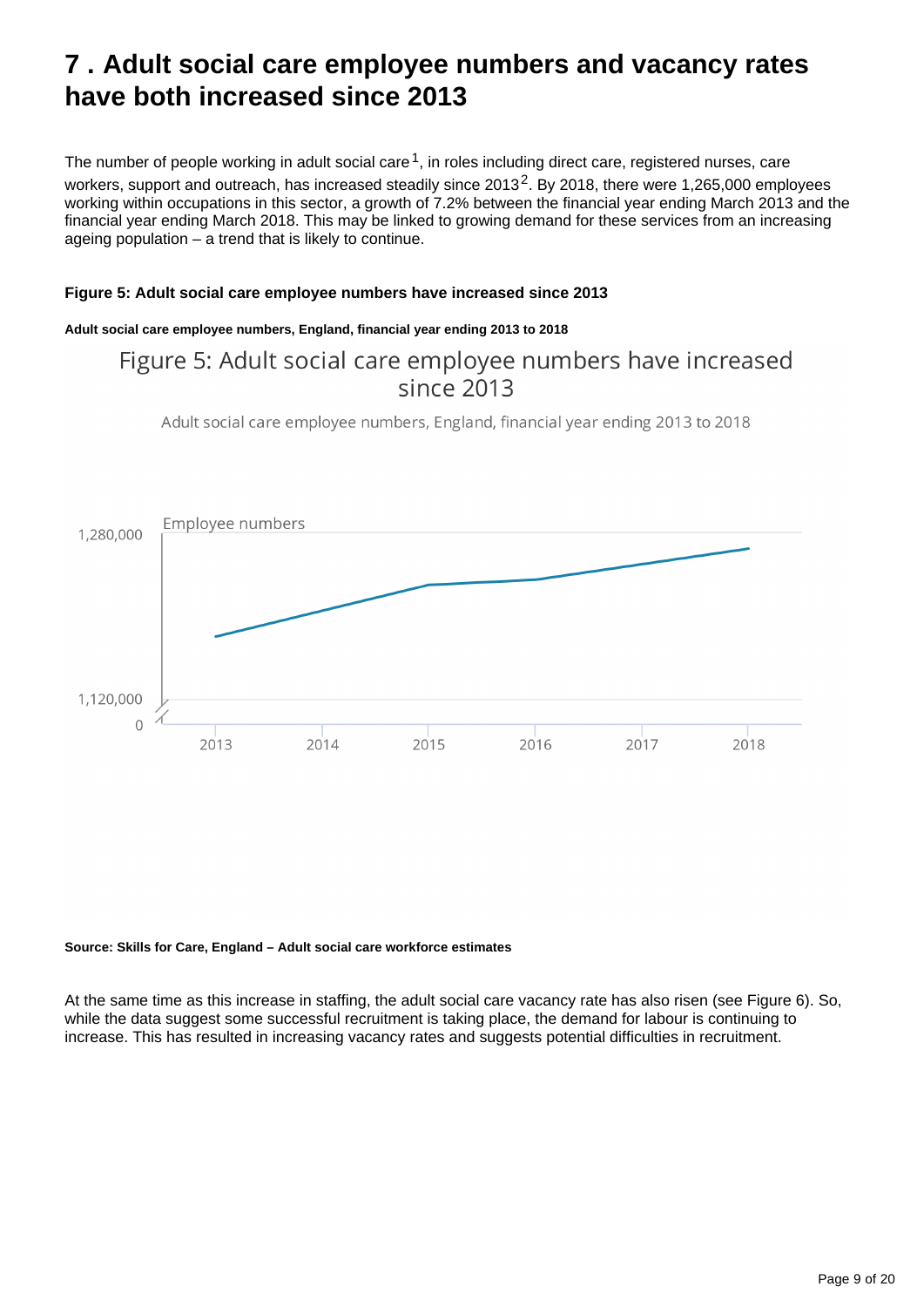# 7 . Adult social care employee numbers and vacancy rates have both increased since 2013

The number of people working in adult social care[1], in roles including direct care, registered nurses, care workers, support and outreach, has increased steadily since 2013[2]. By 2018, there were 1,265,000 employees working within occupations in this sector, a growth of 7.2% between the financial year ending March 2013 and the financial year ending March 2018. This may be linked to growing demand for these services from an increasing ageing population – a trend that is likely to continue.

**Figure 5: Adult social care employee numbers have increased since 2013**

**Adult social care employee numbers, England, financial year ending 2013 to 2018**

Figure 5: Adult social care employee numbers have increased since 2013

Adult social care employee numbers, England, financial year ending 2013 to 2018

Employee numbers

1,280,000

1,120,000

0

2013 2014 2015 2016 2017 2018

**Source: Skills for Care, England – Adult social care workforce estimates**

At the same time as this increase in staffing, the adult social care vacancy rate has also risen (see Figure 6). So, while the data suggest some successful recruitment is taking place, the demand for labour is continuing to increase. This has resulted in increasing vacancy rates and suggests potential difficulties in recruitment.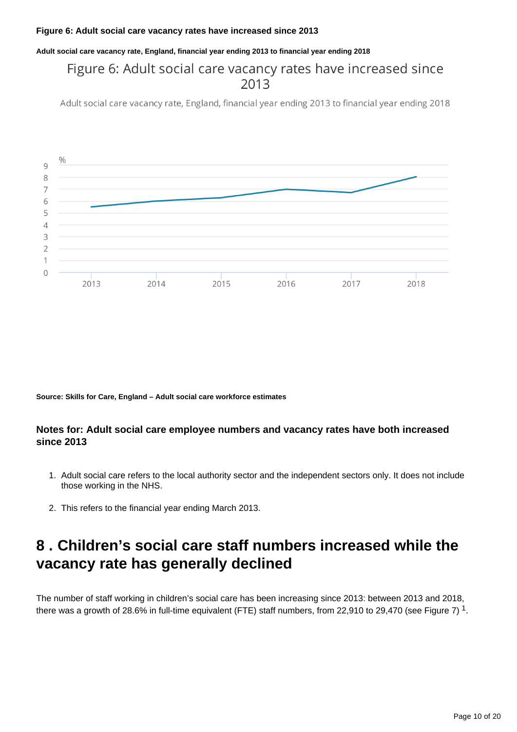**Figure 6: Adult social care vacancy rates have increased since 2013**

**Adult social care vacancy rate, England, financial year ending 2013 to financial year ending 2018**

**Source: Skills for Care, England – Adult social care workforce estimates**

### Notes for: Adult social care employee numbers and vacancy rates have both increased since 2013

1. Adult social care refers to the local authority sector and the independent sectors only. It does not include those working in the NHS.
2. This refers to the financial year ending March 2013.

## 8 . Children's social care staff numbers increased while the vacancy rate has generally declined

The number of staff working in children's social care has been increasing since 2013: between 2013 and 2018, there was a growth of 28.6% in full-time equivalent (FTE) staff numbers, from 22,910 to 29,470 (see Figure 7) [1].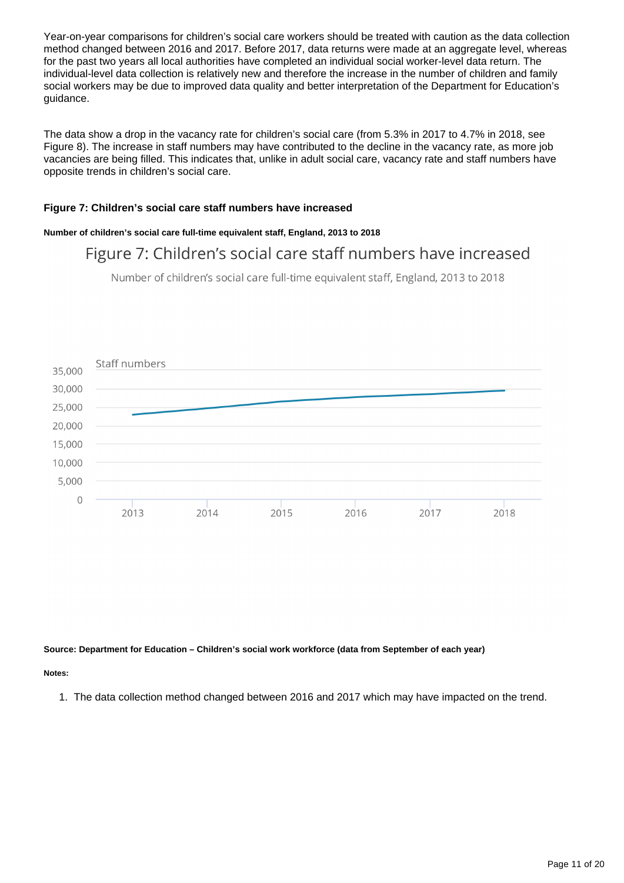Year-on-year comparisons for children's social care workers should be treated with caution as the data collection method changed between 2016 and 2017. Before 2017, data returns were made at an aggregate level, whereas for the past two years all local authorities have completed an individual social worker-level data return. The individual-level data collection is relatively new and therefore the increase in the number of children and family social workers may be due to improved data quality and better interpretation of the Department for Education's guidance.

The data show a drop in the vacancy rate for children's social care (from 5.3% in 2017 to 4.7% in 2018, see Figure 8). The increase in staff numbers may have contributed to the decline in the vacancy rate, as more job vacancies are being filled. This indicates that, unlike in adult social care, vacancy rate and staff numbers have opposite trends in children's social care.

#### Figure 7: Children's social care staff numbers have increased

##### Number of children's social care full-time equivalent staff, England, 2013 to 2018

Figure 7: Children's social care staff numbers have increased

Number of children's social care full-time equivalent staff, England, 2013 to 2018

Staff numbers

35,000
30,000
25,000
20,000
15,000
10,000
5,000
0

2013 2014 2015 2016 2017 2018

**Source: Department for Education – Children's social work workforce (data from September of each year)**

**Notes:**

1. The data collection method changed between 2016 and 2017 which may have impacted on the trend.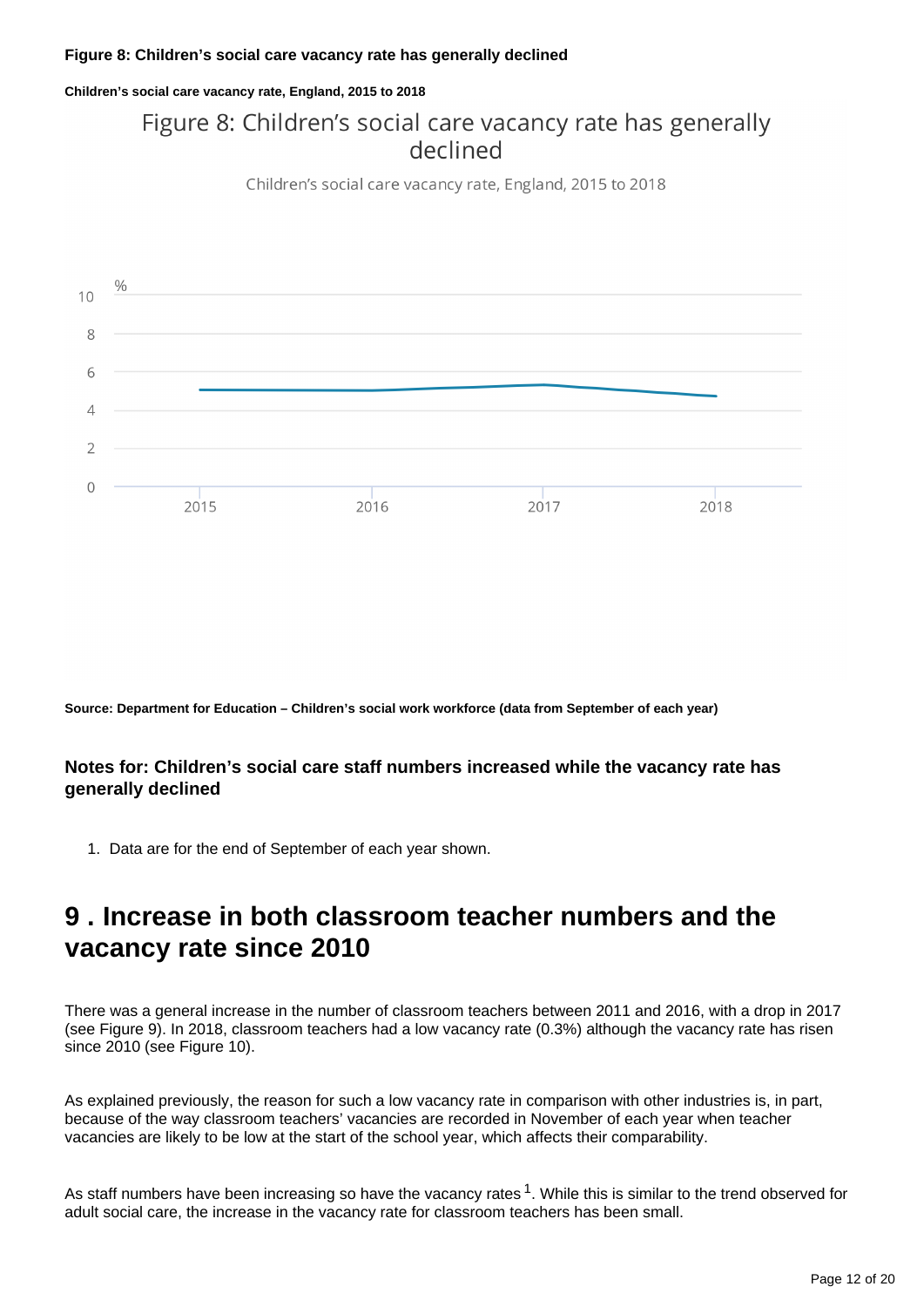**Figure 8: Children's social care vacancy rate has generally declined**

**Children's social care vacancy rate, England, 2015 to 2018**

**Source: Department for Education – Children's social work workforce (data from September of each year)**

### Notes for: Children's social care staff numbers increased while the vacancy rate has generally declined

1. Data are for the end of September of each year shown.

## 9 . Increase in both classroom teacher numbers and the vacancy rate since 2010

There was a general increase in the number of classroom teachers between 2011 and 2016, with a drop in 2017 (see Figure 9). In 2018, classroom teachers had a low vacancy rate (0.3%) although the vacancy rate has risen since 2010 (see Figure 10).

As explained previously, the reason for such a low vacancy rate in comparison with other industries is, in part, because of the way classroom teachers' vacancies are recorded in November of each year when teacher vacancies are likely to be low at the start of the school year, which affects their comparability.

As staff numbers have been increasing so have the vacancy rates [1]. While this is similar to the trend observed for adult social care, the increase in the vacancy rate for classroom teachers has been small.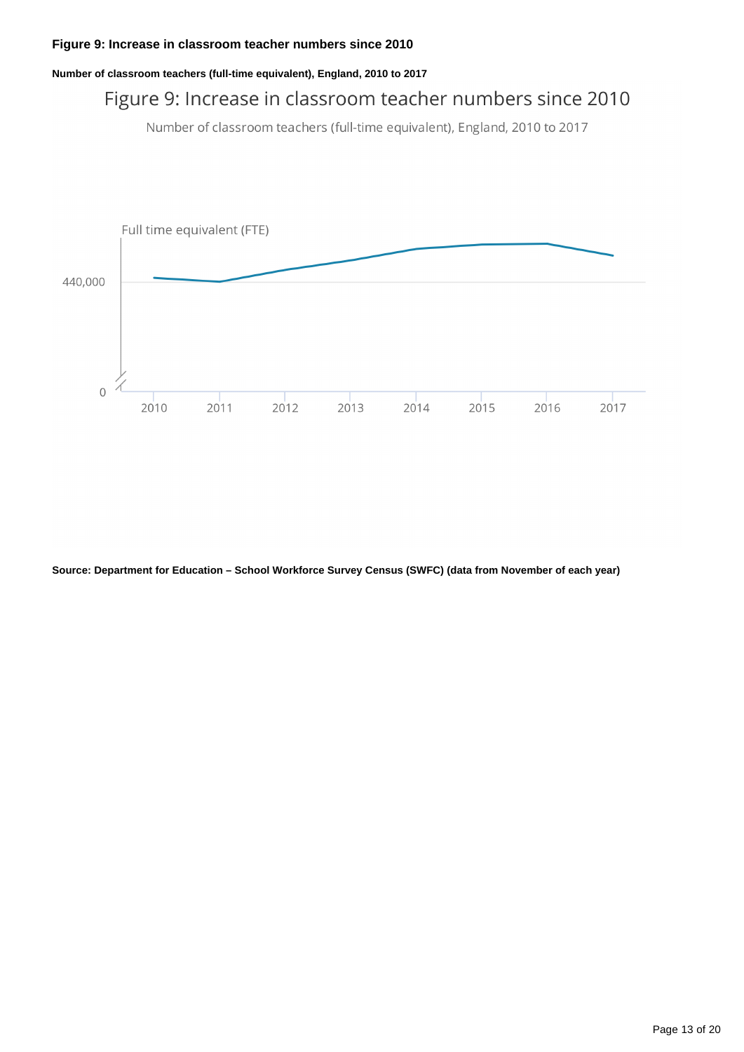**Figure 9: Increase in classroom teacher numbers since 2010**

**Number of classroom teachers (full-time equivalent), England, 2010 to 2017**

Figure 9: Increase in classroom teacher numbers since 2010

Number of classroom teachers (full-time equivalent), England, 2010 to 2017

Full time equivalent (FTE)

440,000

0

2010 2011 2012 2013 2014 2015 2016 2017

**Source: Department for Education – School Workforce Survey Census (SWFC) (data from November of each year)**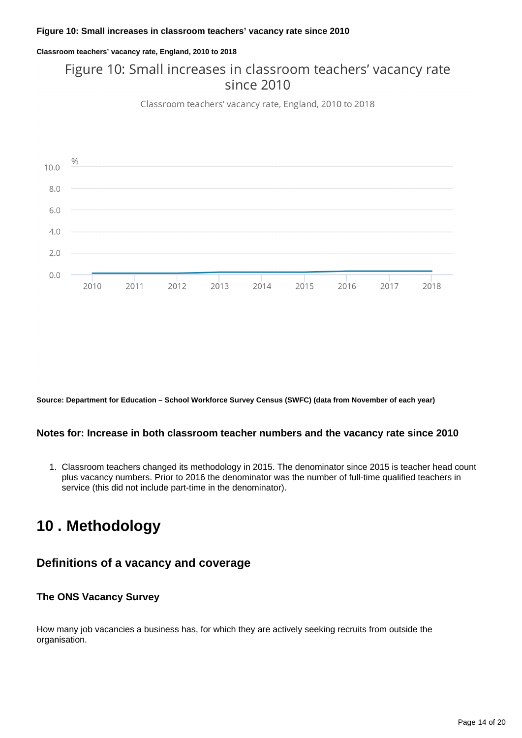**Figure 10: Small increases in classroom teachers' vacancy rate since 2010**

**Classroom teachers' vacancy rate, England, 2010 to 2018**

**Source: Department for Education – School Workforce Survey Census (SWFC) (data from November of each year)**

### Notes for: Increase in both classroom teacher numbers and the vacancy rate since 2010

1. Classroom teachers changed its methodology in 2015. The denominator since 2015 is teacher head count plus vacancy numbers. Prior to 2016 the denominator was the number of full-time qualified teachers in service (this did not include part-time in the denominator).

# 10 . Methodology

## Definitions of a vacancy and coverage

### The ONS Vacancy Survey

How many job vacancies a business has, for which they are actively seeking recruits from outside the organisation.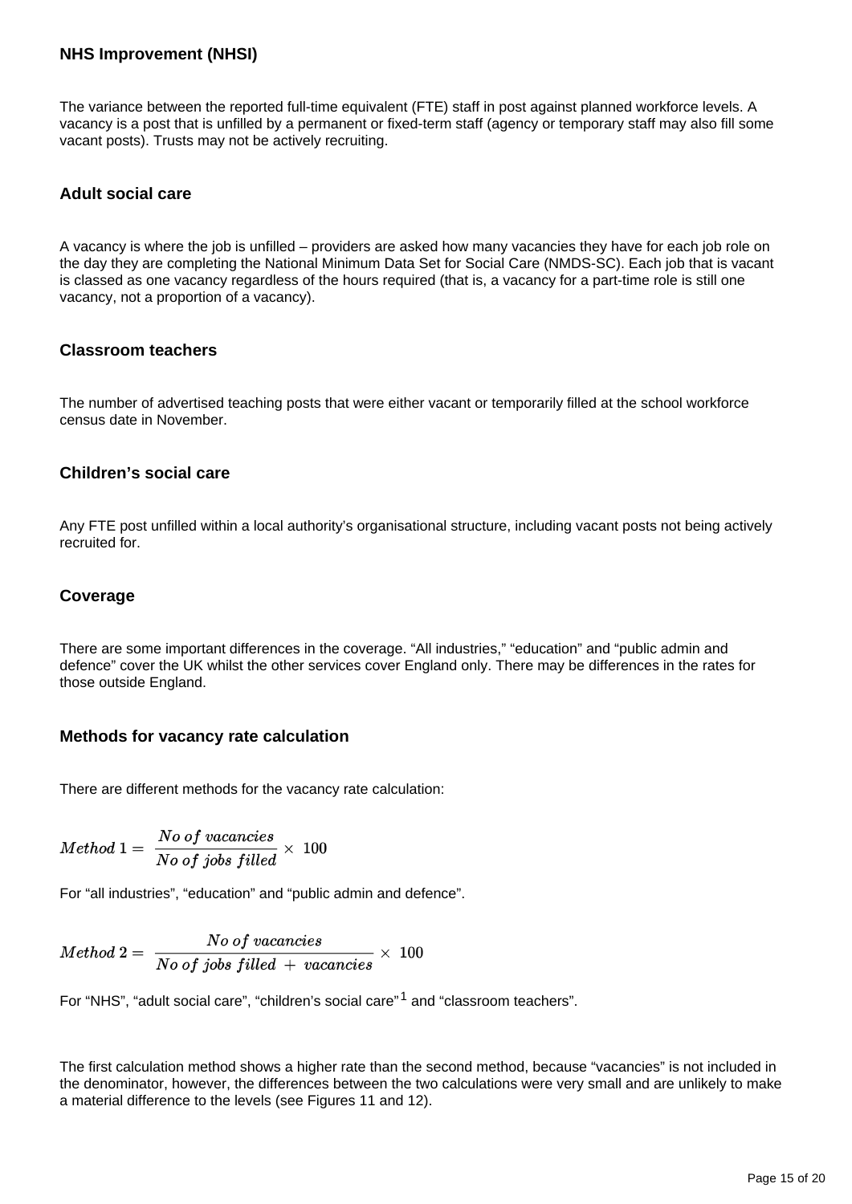### NHS Improvement (NHSI)

The variance between the reported full-time equivalent (FTE) staff in post against planned workforce levels. A vacancy is a post that is unfilled by a permanent or fixed-term staff (agency or temporary staff may also fill some vacant posts). Trusts may not be actively recruiting.

### Adult social care

A vacancy is where the job is unfilled – providers are asked how many vacancies they have for each job role on the day they are completing the National Minimum Data Set for Social Care (NMDS-SC). Each job that is vacant is classed as one vacancy regardless of the hours required (that is, a vacancy for a part-time role is still one vacancy, not a proportion of a vacancy).

### Classroom teachers

The number of advertised teaching posts that were either vacant or temporarily filled at the school workforce census date in November.

### Children's social care

Any FTE post unfilled within a local authority's organisational structure, including vacant posts not being actively recruited for.

### Coverage

There are some important differences in the coverage. "All industries," "education" and "public admin and defence" cover the UK whilst the other services cover England only. There may be differences in the rates for those outside England.

### Methods for vacancy rate calculation

There are different methods for the vacancy rate calculation:

$$Method\ 1 = \frac{No\ of\ vacancies}{No\ of\ jobs\ filled} \times 100$$

For "all industries", "education" and "public admin and defence".

$$Method\ 2 = \frac{No\ of\ vacancies}{No\ of\ jobs\ filled + vacancies} \times 100$$

For "NHS", "adult social care", "children's social care"[1] and "classroom teachers".

The first calculation method shows a higher rate than the second method, because "vacancies" is not included in the denominator, however, the differences between the two calculations were very small and are unlikely to make a material difference to the levels (see Figures 11 and 12).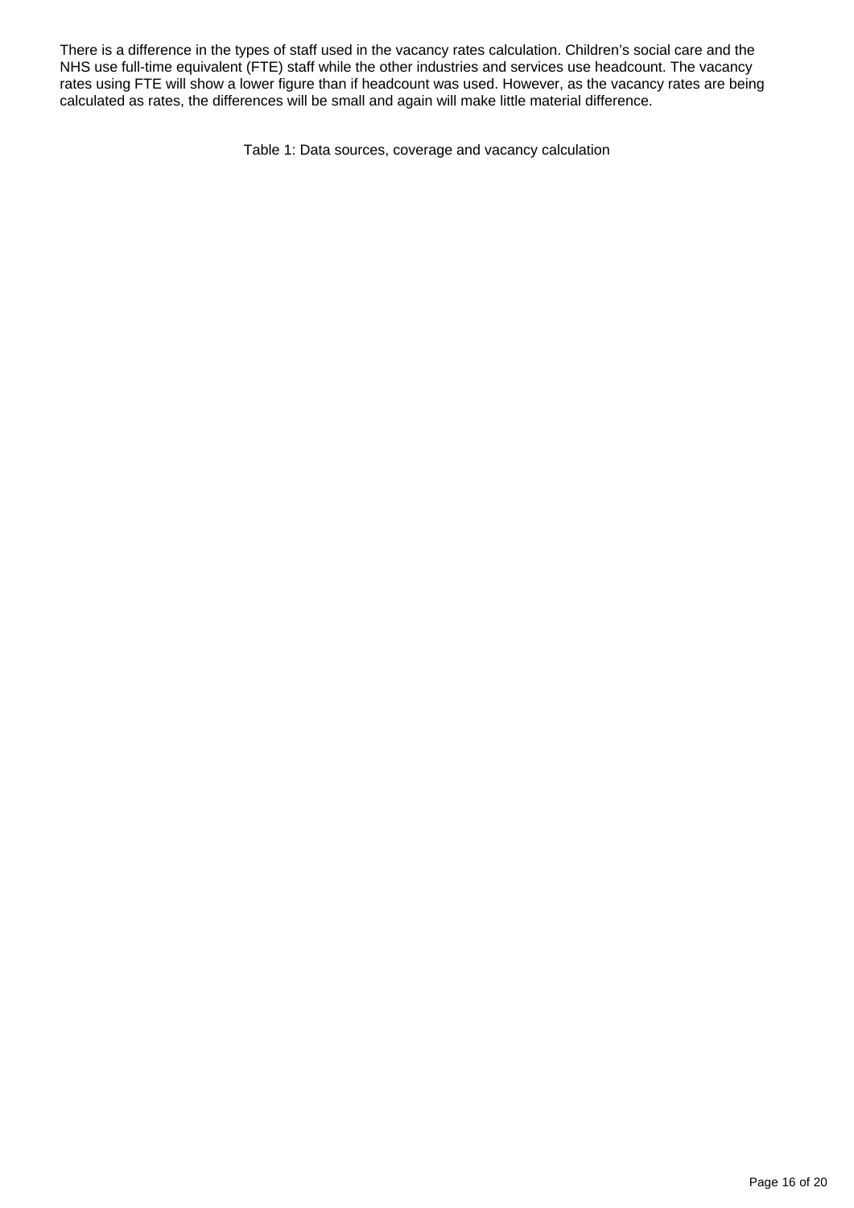There is a difference in the types of staff used in the vacancy rates calculation. Children's social care and the NHS use full-time equivalent (FTE) staff while the other industries and services use headcount. The vacancy rates using FTE will show a lower figure than if headcount was used. However, as the vacancy rates are being calculated as rates, the differences will be small and again will make little material difference.

Table 1: Data sources, coverage and vacancy calculation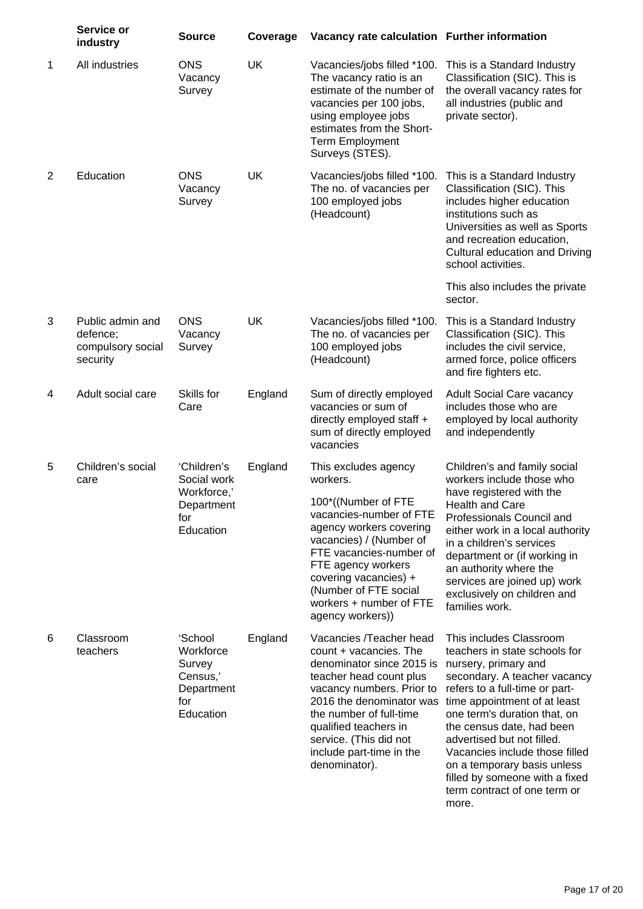|  | Service or industry | Source | Coverage | Vacancy rate calculation | Further information |
|---|---|---|---|---|---|
| 1 | All industries | ONS Vacancy Survey | UK | Vacancies/jobs filled *100. The vacancy ratio is an estimate of the number of vacancies per 100 jobs, using employee jobs estimates from the Short-Term Employment Surveys (STES). | This is a Standard Industry Classification (SIC). This is the overall vacancy rates for all industries (public and private sector). |
| 2 | Education | ONS Vacancy Survey | UK | Vacancies/jobs filled *100. The no. of vacancies per 100 employed jobs (Headcount) | This is a Standard Industry Classification (SIC). This includes higher education institutions such as Universities as well as Sports and recreation education, Cultural education and Driving school activities.<br><br>This also includes the private sector. |
| 3 | Public admin and defence; compulsory social security | ONS Vacancy Survey | UK | Vacancies/jobs filled *100. The no. of vacancies per 100 employed jobs (Headcount) | This is a Standard Industry Classification (SIC). This includes the civil service, armed force, police officers and fire fighters etc. |
| 4 | Adult social care | Skills for Care | England | Sum of directly employed vacancies or sum of directly employed staff + sum of directly employed vacancies | Adult Social Care vacancy includes those who are employed by local authority and independently |
| 5 | Children's social care | 'Children's Social work Workforce,' Department for Education | England | This excludes agency workers.<br><br>100*((Number of FTE vacancies-number of FTE agency workers covering vacancies) / (Number of FTE vacancies-number of FTE agency workers covering vacancies) + (Number of FTE social workers + number of FTE agency workers)) | Children's and family social workers include those who have registered with the Health and Care Professionals Council and either work in a local authority in a children's services department or (if working in an authority where the services are joined up) work exclusively on children and families work. |
| 6 | Classroom teachers | 'School Workforce Survey Census,' Department for Education | England | Vacancies /Teacher head count + vacancies. The denominator since 2015 is teacher head count plus vacancy numbers. Prior to 2016 the denominator was the number of full-time qualified teachers in service. (This did not include part-time in the denominator). | This includes Classroom teachers in state schools for nursery, primary and secondary. A teacher vacancy refers to a full-time or part-time appointment of at least one term's duration that, on the census date, had been advertised but not filled. Vacancies include those filled on a temporary basis unless filled by someone with a fixed term contract of one term or more. |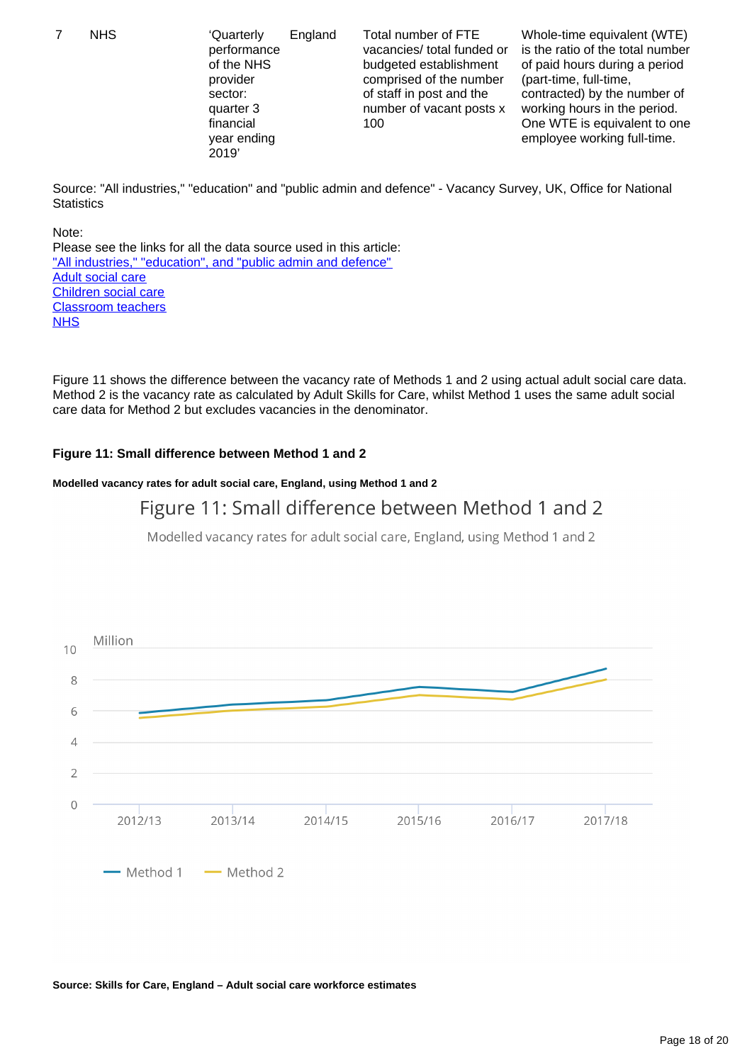| 7 | NHS | 'Quarterly performance of the NHS provider sector: quarter 3 financial year ending 2019' | England | Total number of FTE vacancies/ total funded or budgeted establishment comprised of the number of staff in post and the number of vacant posts x 100 | Whole-time equivalent (WTE) is the ratio of the total number of paid hours during a period (part-time, full-time, contracted) by the number of working hours in the period. One WTE is equivalent to one employee working full-time. |
|---|---|---|---|---|---|

Source: "All industries," "education" and "public admin and defence" - Vacancy Survey, UK, Office for National Statistics

Note:
Please see the links for all the data source used in this article:
"All industries," "education", and "public admin and defence"
Adult social care
Children social care
Classroom teachers
NHS

Figure 11 shows the difference between the vacancy rate of Methods 1 and 2 using actual adult social care data. Method 2 is the vacancy rate as calculated by Adult Skills for Care, whilst Method 1 uses the same adult social care data for Method 2 but excludes vacancies in the denominator.

**Figure 11: Small difference between Method 1 and 2**

**Modelled vacancy rates for adult social care, England, using Method 1 and 2**

Figure 11: Small difference between Method 1 and 2

Modelled vacancy rates for adult social care, England, using Method 1 and 2

**Source: Skills for Care, England – Adult social care workforce estimates**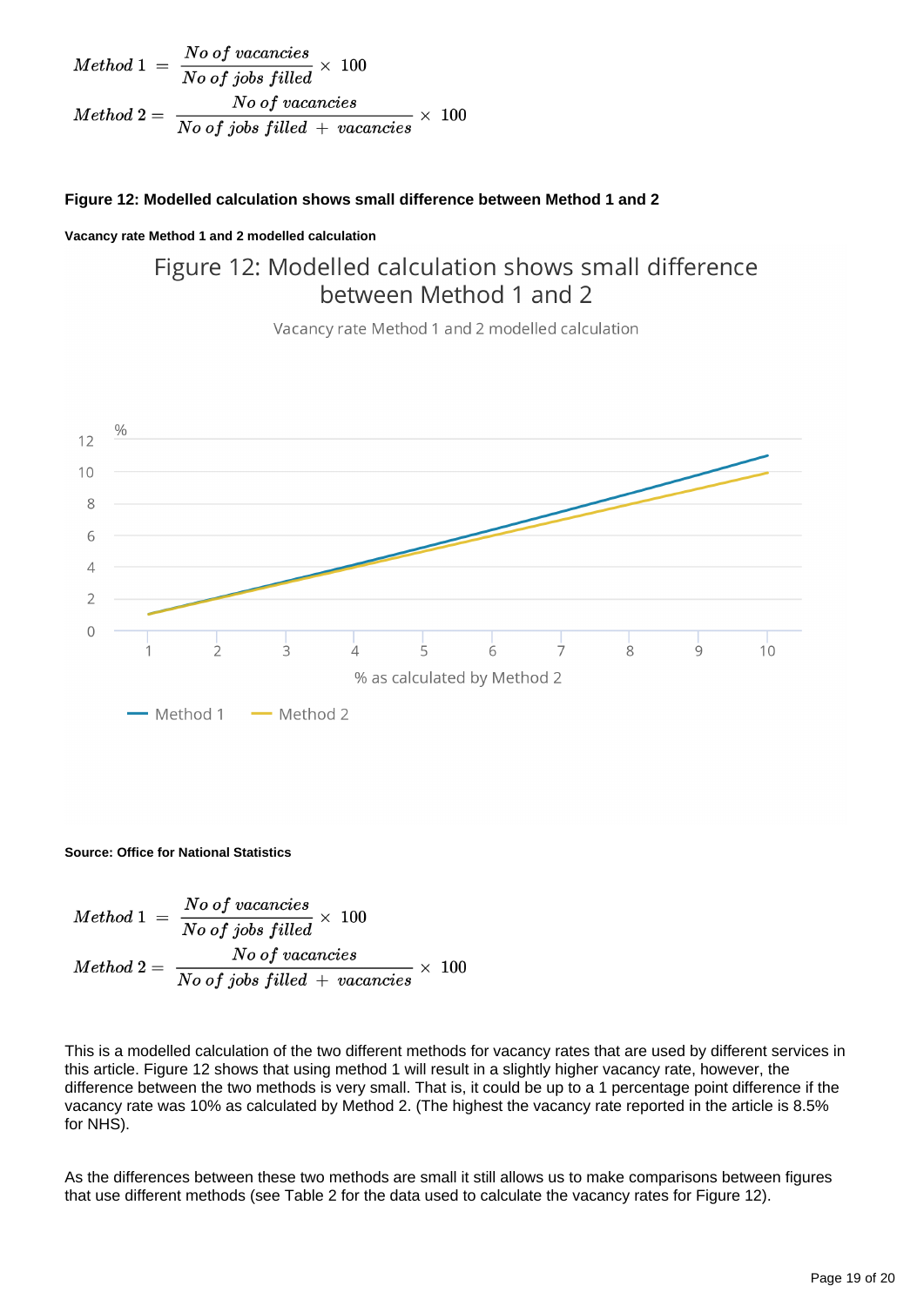$$Method\ 1 = \frac{No\ of\ vacancies}{No\ of\ jobs\ filled} \times 100$$

$$Method\ 2 = \frac{No\ of\ vacancies}{No\ of\ jobs\ filled + vacancies} \times 100$$

**Figure 12: Modelled calculation shows small difference between Method 1 and 2**

**Vacancy rate Method 1 and 2 modelled calculation**

**Source: Office for National Statistics**

$$Method\ 1 = \frac{No\ of\ vacancies}{No\ of\ jobs\ filled} \times 100$$

$$Method\ 2 = \frac{No\ of\ vacancies}{No\ of\ jobs\ filled + vacancies} \times 100$$

This is a modelled calculation of the two different methods for vacancy rates that are used by different services in this article. Figure 12 shows that using method 1 will result in a slightly higher vacancy rate, however, the difference between the two methods is very small. That is, it could be up to a 1 percentage point difference if the vacancy rate was 10% as calculated by Method 2. (The highest the vacancy rate reported in the article is 8.5% for NHS).

As the differences between these two methods are small it still allows us to make comparisons between figures that use different methods (see Table 2 for the data used to calculate the vacancy rates for Figure 12).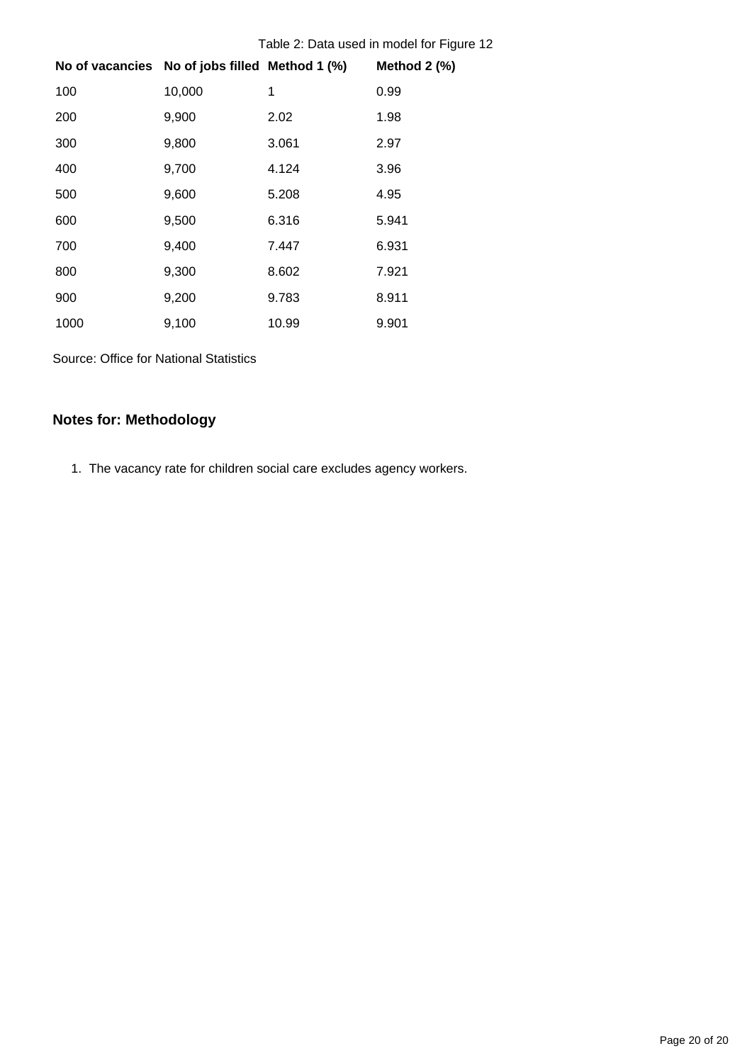Table 2: Data used in model for Figure 12

| No of vacancies | No of jobs filled | Method 1 (%) | Method 2 (%) |
|---|---|---|---|
| 100 | 10,000 | 1 | 0.99 |
| 200 | 9,900 | 2.02 | 1.98 |
| 300 | 9,800 | 3.061 | 2.97 |
| 400 | 9,700 | 4.124 | 3.96 |
| 500 | 9,600 | 5.208 | 4.95 |
| 600 | 9,500 | 6.316 | 5.941 |
| 700 | 9,400 | 7.447 | 6.931 |
| 800 | 9,300 | 8.602 | 7.921 |
| 900 | 9,200 | 9.783 | 8.911 |
| 1000 | 9,100 | 10.99 | 9.901 |

Source: Office for National Statistics

### Notes for: Methodology

1. The vacancy rate for children social care excludes agency workers.